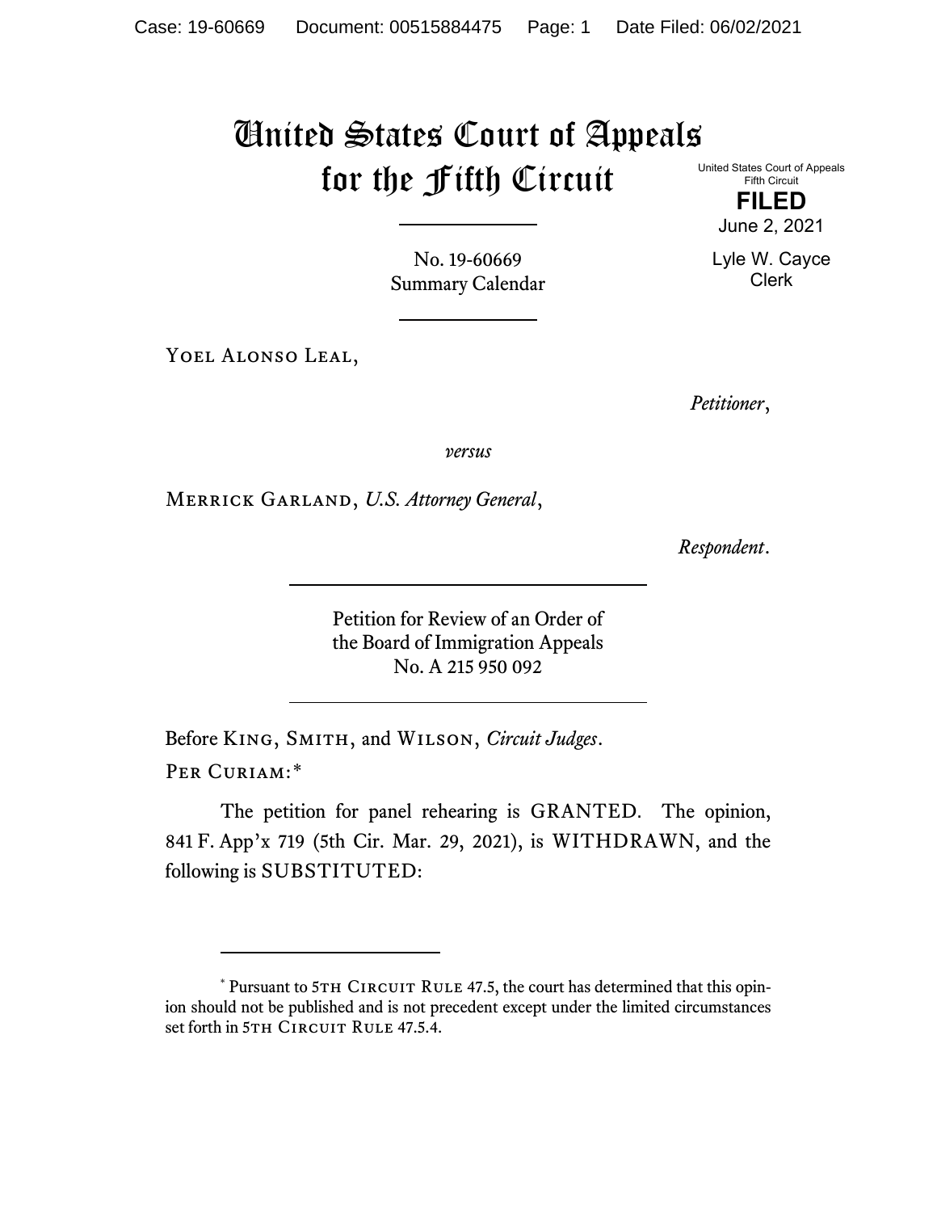# United States Court of Appeals for the Fifth Circuit

United States Court of Appeals
Fifth Circuit

**FILED**

June 2, 2021

Lyle W. Cayce
Clerk

No. 19-60669
Summary Calendar

Yoel Alonso Leal,

*Petitioner*,

*versus*

Merrick Garland, *U.S. Attorney General*,

*Respondent*.

Petition for Review of an Order of
the Board of Immigration Appeals
No. A 215 950 092

Before King, Smith, and Wilson, *Circuit Judges*.

Per Curiam:*

The petition for panel rehearing is GRANTED. The opinion, 841 F. App'x 719 (5th Cir. Mar. 29, 2021), is WITHDRAWN, and the following is SUBSTITUTED:

* Pursuant to 5th Circuit Rule 47.5, the court has determined that this opinion should not be published and is not precedent except under the limited circumstances set forth in 5th Circuit Rule 47.5.4.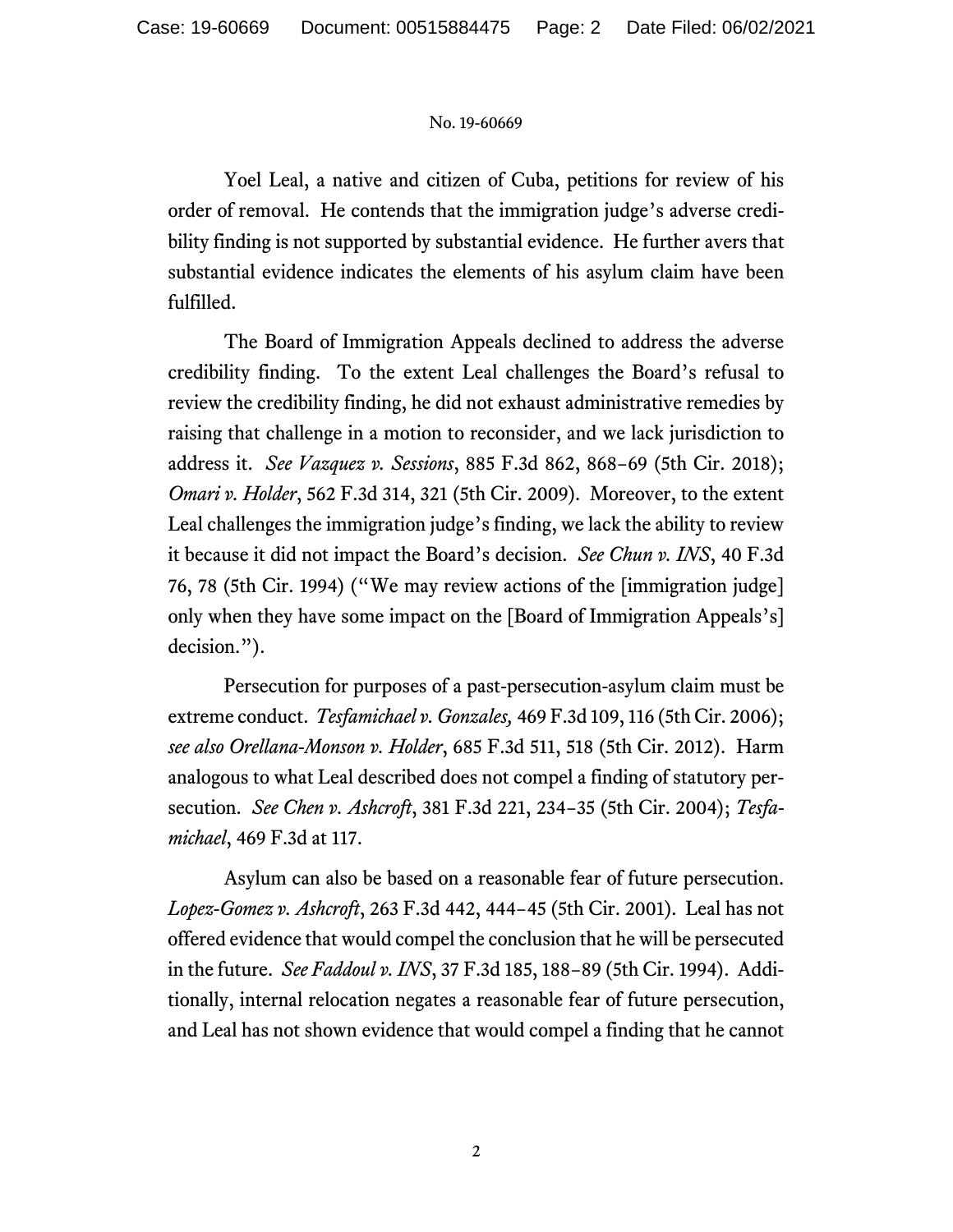Yoel Leal, a native and citizen of Cuba, petitions for review of his order of removal. He contends that the immigration judge's adverse credibility finding is not supported by substantial evidence. He further avers that substantial evidence indicates the elements of his asylum claim have been fulfilled.

The Board of Immigration Appeals declined to address the adverse credibility finding. To the extent Leal challenges the Board's refusal to review the credibility finding, he did not exhaust administrative remedies by raising that challenge in a motion to reconsider, and we lack jurisdiction to address it. *See Vazquez v. Sessions*, 885 F.3d 862, 868–69 (5th Cir. 2018); *Omari v. Holder*, 562 F.3d 314, 321 (5th Cir. 2009). Moreover, to the extent Leal challenges the immigration judge's finding, we lack the ability to review it because it did not impact the Board's decision. *See Chun v. INS*, 40 F.3d 76, 78 (5th Cir. 1994) ("We may review actions of the [immigration judge] only when they have some impact on the [Board of Immigration Appeals's] decision.").

Persecution for purposes of a past-persecution-asylum claim must be extreme conduct. *Tesfamichael v. Gonzales,* 469 F.3d 109, 116 (5th Cir. 2006); *see also Orellana-Monson v. Holder*, 685 F.3d 511, 518 (5th Cir. 2012). Harm analogous to what Leal described does not compel a finding of statutory persecution. *See Chen v. Ashcroft*, 381 F.3d 221, 234–35 (5th Cir. 2004); *Tesfamichael*, 469 F.3d at 117.

Asylum can also be based on a reasonable fear of future persecution. *Lopez-Gomez v. Ashcroft*, 263 F.3d 442, 444–45 (5th Cir. 2001). Leal has not offered evidence that would compel the conclusion that he will be persecuted in the future. *See Faddoul v. INS*, 37 F.3d 185, 188–89 (5th Cir. 1994). Additionally, internal relocation negates a reasonable fear of future persecution, and Leal has not shown evidence that would compel a finding that he cannot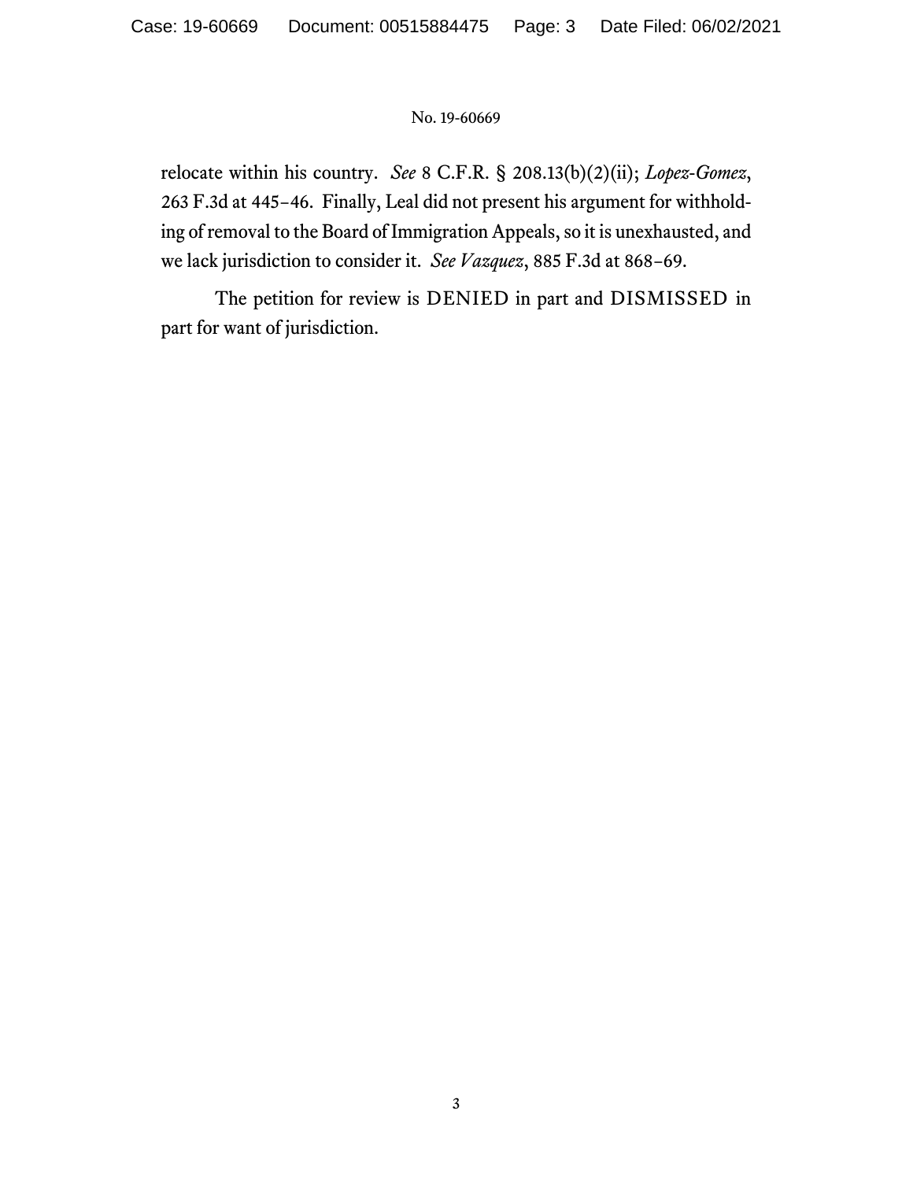relocate within his country. *See* 8 C.F.R. § 208.13(b)(2)(ii); *Lopez-Gomez*, 263 F.3d at 445–46. Finally, Leal did not present his argument for withholding of removal to the Board of Immigration Appeals, so it is unexhausted, and we lack jurisdiction to consider it. *See Vazquez*, 885 F.3d at 868–69.

The petition for review is DENIED in part and DISMISSED in part for want of jurisdiction.